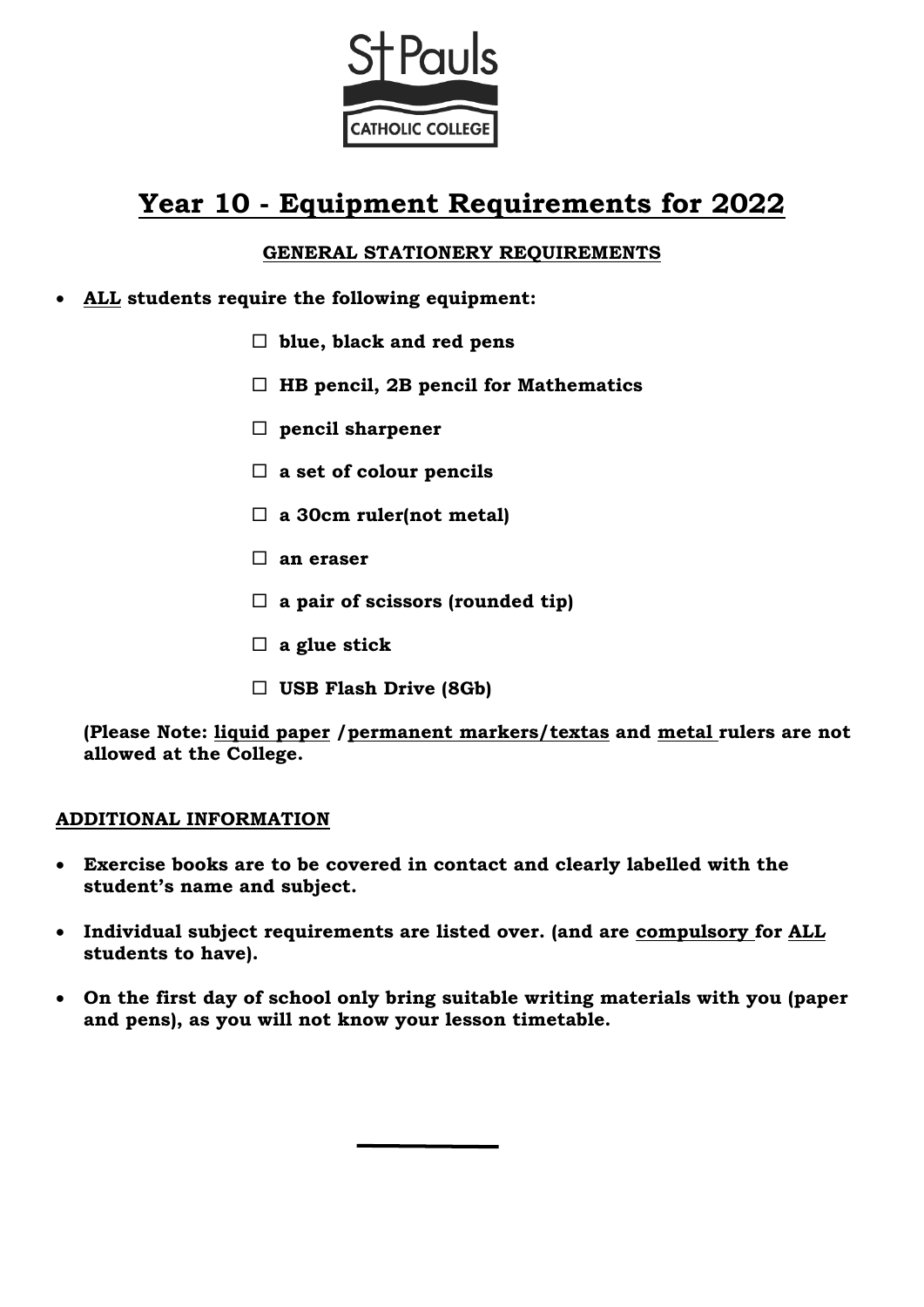St Pauls CATHOLIC COLLEGE

# Year 10 - Equipment Requirements for 2022

## GENERAL STATIONERY REQUIREMENTS

- **ALL students require the following equipment:**

  - ☐ **blue, black and red pens**
  - ☐ **HB pencil, 2B pencil for Mathematics**
  - ☐ **pencil sharpener**
  - ☐ **a set of colour pencils**
  - ☐ **a 30cm ruler(not metal)**
  - ☐ **an eraser**
  - ☐ **a pair of scissors (rounded tip)**
  - ☐ **a glue stick**
  - ☐ **USB Flash Drive (8Gb)**

**(Please Note: liquid paper /permanent markers/textas and metal rulers are not allowed at the College.**

## ADDITIONAL INFORMATION

- **Exercise books are to be covered in contact and clearly labelled with the student's name and subject.**
- **Individual subject requirements are listed over. (and are compulsory for ALL students to have).**
- **On the first day of school only bring suitable writing materials with you (paper and pens), as you will not know your lesson timetable.**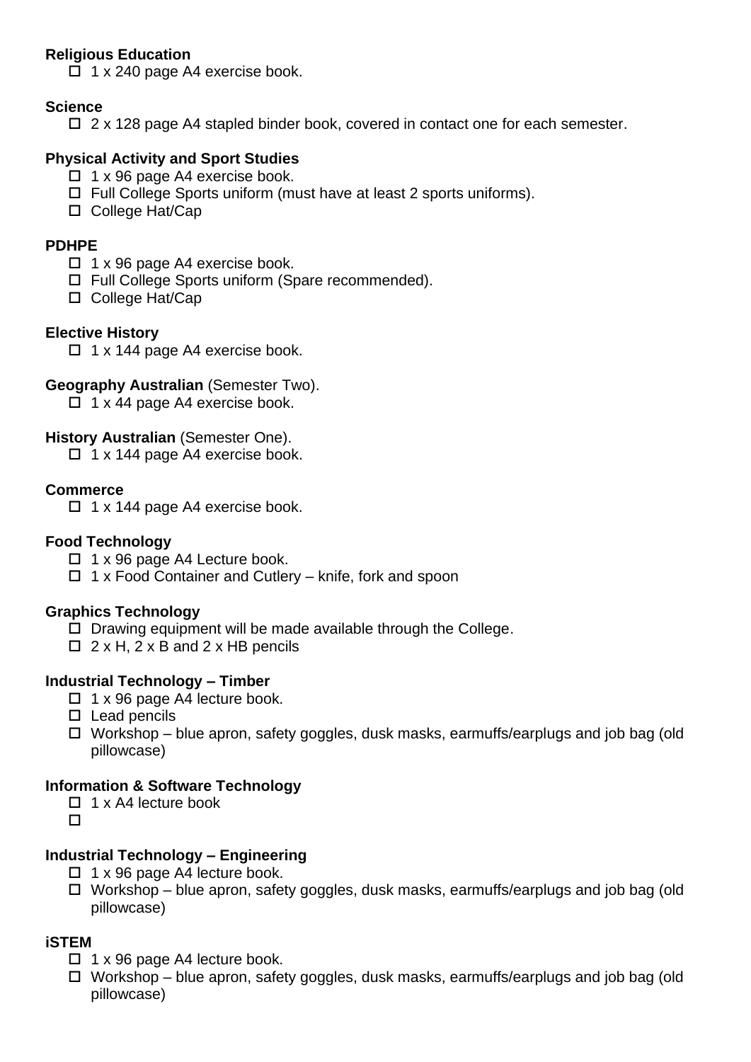**Religious Education**

- ☐ 1 x 240 page A4 exercise book.

**Science**

- ☐ 2 x 128 page A4 stapled binder book, covered in contact one for each semester.

**Physical Activity and Sport Studies**

- ☐ 1 x 96 page A4 exercise book.
- ☐ Full College Sports uniform (must have at least 2 sports uniforms).
- ☐ College Hat/Cap

**PDHPE**

- ☐ 1 x 96 page A4 exercise book.
- ☐ Full College Sports uniform (Spare recommended).
- ☐ College Hat/Cap

**Elective History**

- ☐ 1 x 144 page A4 exercise book.

**Geography Australian** (Semester Two).

- ☐ 1 x 44 page A4 exercise book.

**History Australian** (Semester One).

- ☐ 1 x 144 page A4 exercise book.

**Commerce**

- ☐ 1 x 144 page A4 exercise book.

**Food Technology**

- ☐ 1 x 96 page A4 Lecture book.
- ☐ 1 x Food Container and Cutlery – knife, fork and spoon

**Graphics Technology**

- ☐ Drawing equipment will be made available through the College.
- ☐ 2 x H, 2 x B and 2 x HB pencils

**Industrial Technology – Timber**

- ☐ 1 x 96 page A4 lecture book.
- ☐ Lead pencils
- ☐ Workshop – blue apron, safety goggles, dusk masks, earmuffs/earplugs and job bag (old pillowcase)

**Information & Software Technology**

- ☐ 1 x A4 lecture book
- ☐

**Industrial Technology – Engineering**

- ☐ 1 x 96 page A4 lecture book.
- ☐ Workshop – blue apron, safety goggles, dusk masks, earmuffs/earplugs and job bag (old pillowcase)

**iSTEM**

- ☐ 1 x 96 page A4 lecture book.
- ☐ Workshop – blue apron, safety goggles, dusk masks, earmuffs/earplugs and job bag (old pillowcase)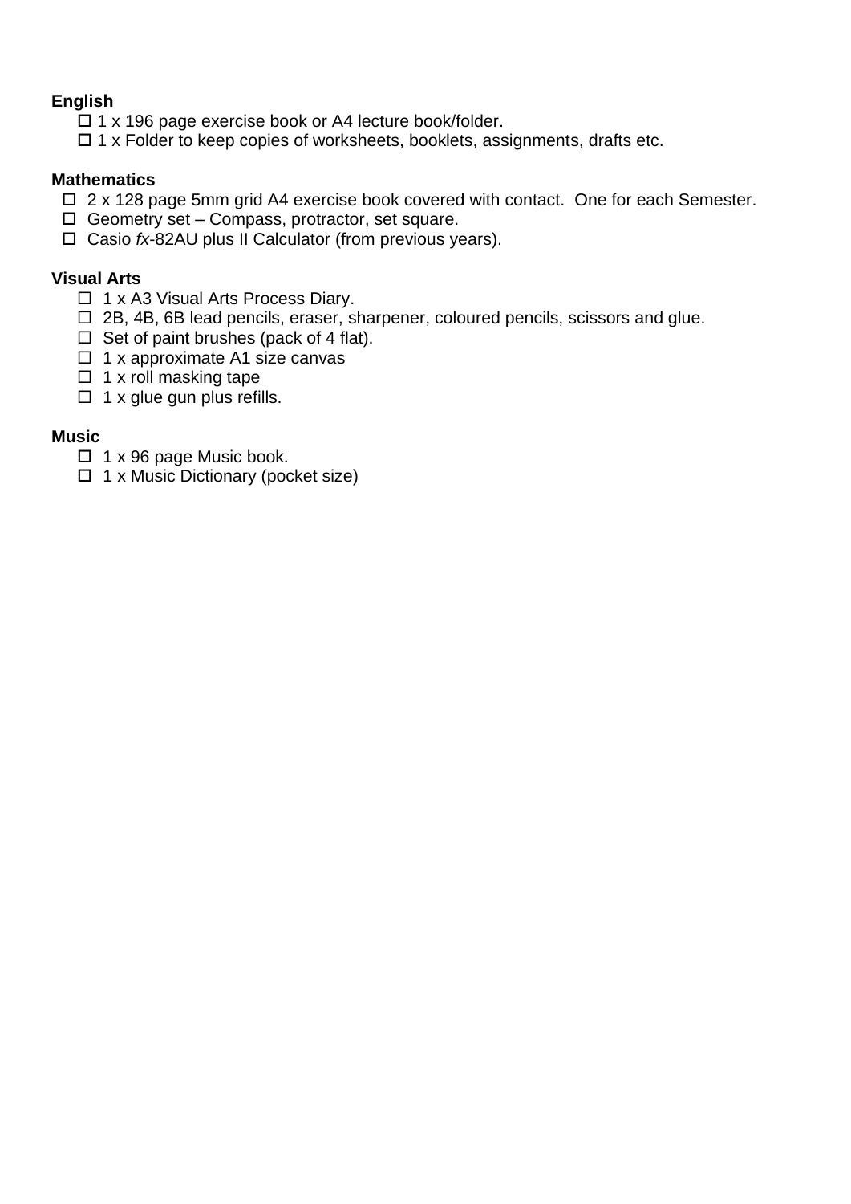**English**

- ☐ 1 x 196 page exercise book or A4 lecture book/folder.
- ☐ 1 x Folder to keep copies of worksheets, booklets, assignments, drafts etc.

**Mathematics**

- ☐ 2 x 128 page 5mm grid A4 exercise book covered with contact. One for each Semester.
- ☐ Geometry set – Compass, protractor, set square.
- ☐ Casio *fx*-82AU plus II Calculator (from previous years).

**Visual Arts**

- ☐ 1 x A3 Visual Arts Process Diary.
- ☐ 2B, 4B, 6B lead pencils, eraser, sharpener, coloured pencils, scissors and glue.
- ☐ Set of paint brushes (pack of 4 flat).
- ☐ 1 x approximate A1 size canvas
- ☐ 1 x roll masking tape
- ☐ 1 x glue gun plus refills.

**Music**

- ☐ 1 x 96 page Music book.
- ☐ 1 x Music Dictionary (pocket size)